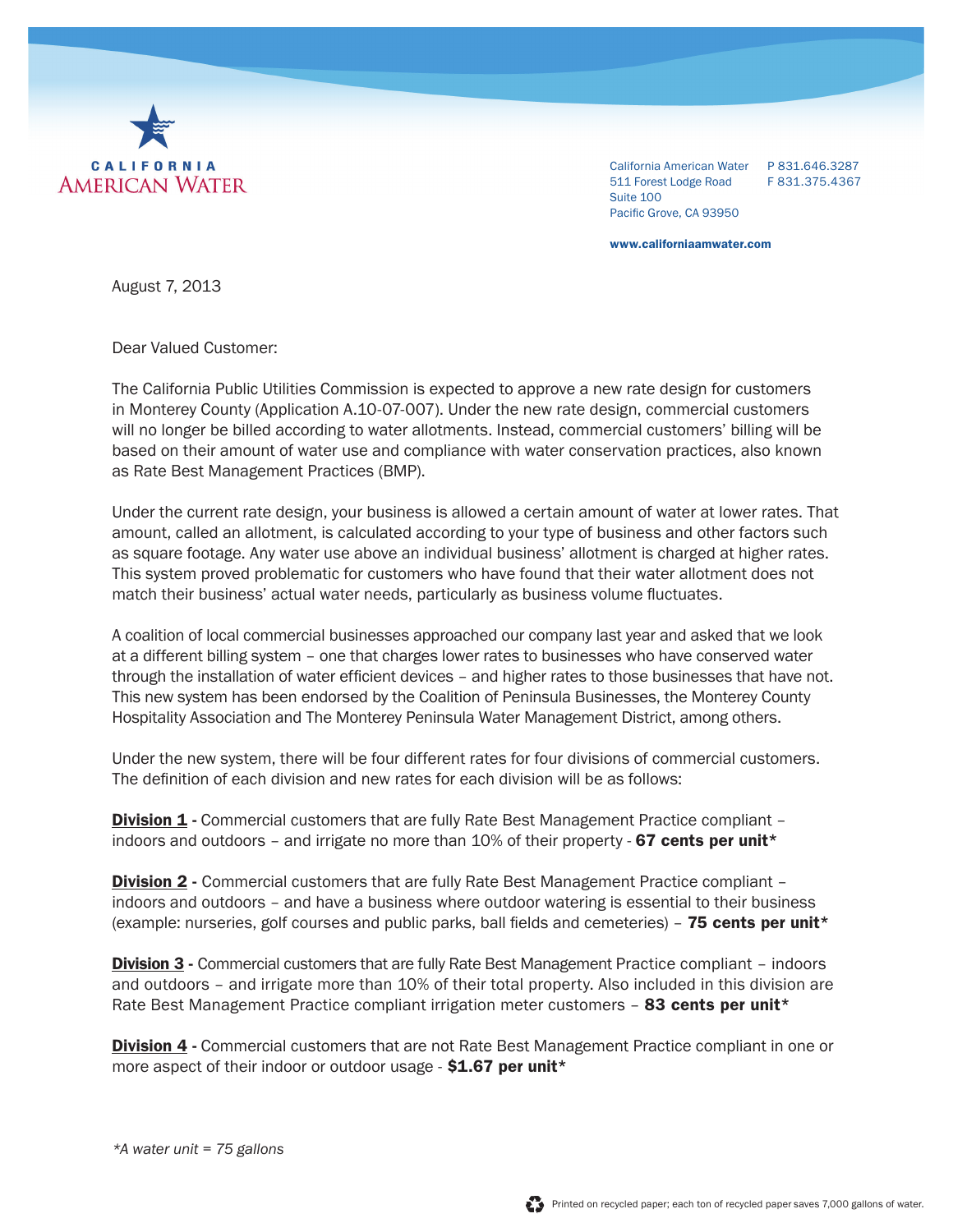CALIFORNIA AMERICAN WATER

California American Water
511 Forest Lodge Road
Suite 100
Pacific Grove, CA 93950

P 831.646.3287
F 831.375.4367

**www.californiaamwater.com**

August 7, 2013

Dear Valued Customer:

The California Public Utilities Commission is expected to approve a new rate design for customers in Monterey County (Application A.10-07-007). Under the new rate design, commercial customers will no longer be billed according to water allotments. Instead, commercial customers' billing will be based on their amount of water use and compliance with water conservation practices, also known as Rate Best Management Practices (BMP).

Under the current rate design, your business is allowed a certain amount of water at lower rates. That amount, called an allotment, is calculated according to your type of business and other factors such as square footage. Any water use above an individual business' allotment is charged at higher rates. This system proved problematic for customers who have found that their water allotment does not match their business' actual water needs, particularly as business volume fluctuates.

A coalition of local commercial businesses approached our company last year and asked that we look at a different billing system – one that charges lower rates to businesses who have conserved water through the installation of water efficient devices – and higher rates to those businesses that have not. This new system has been endorsed by the Coalition of Peninsula Businesses, the Monterey County Hospitality Association and The Monterey Peninsula Water Management District, among others.

Under the new system, there will be four different rates for four divisions of commercial customers. The definition of each division and new rates for each division will be as follows:

**Division 1** - Commercial customers that are fully Rate Best Management Practice compliant – indoors and outdoors – and irrigate no more than 10% of their property - **67 cents per unit***

**Division 2** - Commercial customers that are fully Rate Best Management Practice compliant – indoors and outdoors – and have a business where outdoor watering is essential to their business (example: nurseries, golf courses and public parks, ball fields and cemeteries) – **75 cents per unit***

**Division 3** - Commercial customers that are fully Rate Best Management Practice compliant – indoors and outdoors – and irrigate more than 10% of their total property. Also included in this division are Rate Best Management Practice compliant irrigation meter customers – **83 cents per unit***

**Division 4** - Commercial customers that are not Rate Best Management Practice compliant in one or more aspect of their indoor or outdoor usage - **$1.67 per unit***

*\*A water unit = 75 gallons*

Printed on recycled paper; each ton of recycled paper saves 7,000 gallons of water.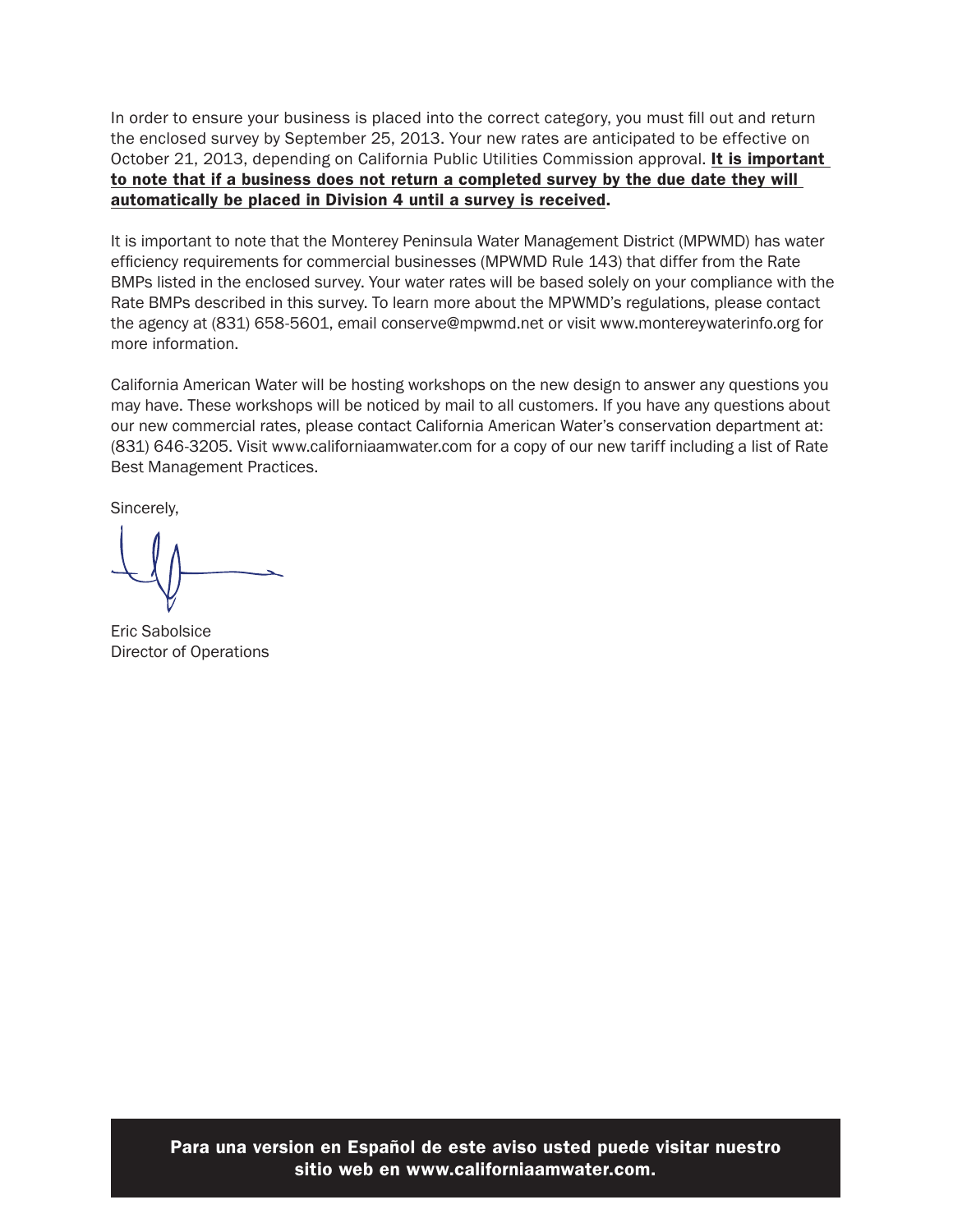In order to ensure your business is placed into the correct category, you must fill out and return the enclosed survey by September 25, 2013. Your new rates are anticipated to be effective on October 21, 2013, depending on California Public Utilities Commission approval. **It is important to note that if a business does not return a completed survey by the due date they will automatically be placed in Division 4 until a survey is received.**

It is important to note that the Monterey Peninsula Water Management District (MPWMD) has water efficiency requirements for commercial businesses (MPWMD Rule 143) that differ from the Rate BMPs listed in the enclosed survey. Your water rates will be based solely on your compliance with the Rate BMPs described in this survey. To learn more about the MPWMD's regulations, please contact the agency at (831) 658-5601, email conserve@mpwmd.net or visit www.montereywaterinfo.org for more information.

California American Water will be hosting workshops on the new design to answer any questions you may have. These workshops will be noticed by mail to all customers. If you have any questions about our new commercial rates, please contact California American Water's conservation department at: (831) 646-3205. Visit www.californiaamwater.com for a copy of our new tariff including a list of Rate Best Management Practices.

Sincerely,

Eric Sabolsice
Director of Operations

**Para una version en Español de este aviso usted puede visitar nuestro sitio web en www.californiaamwater.com.**